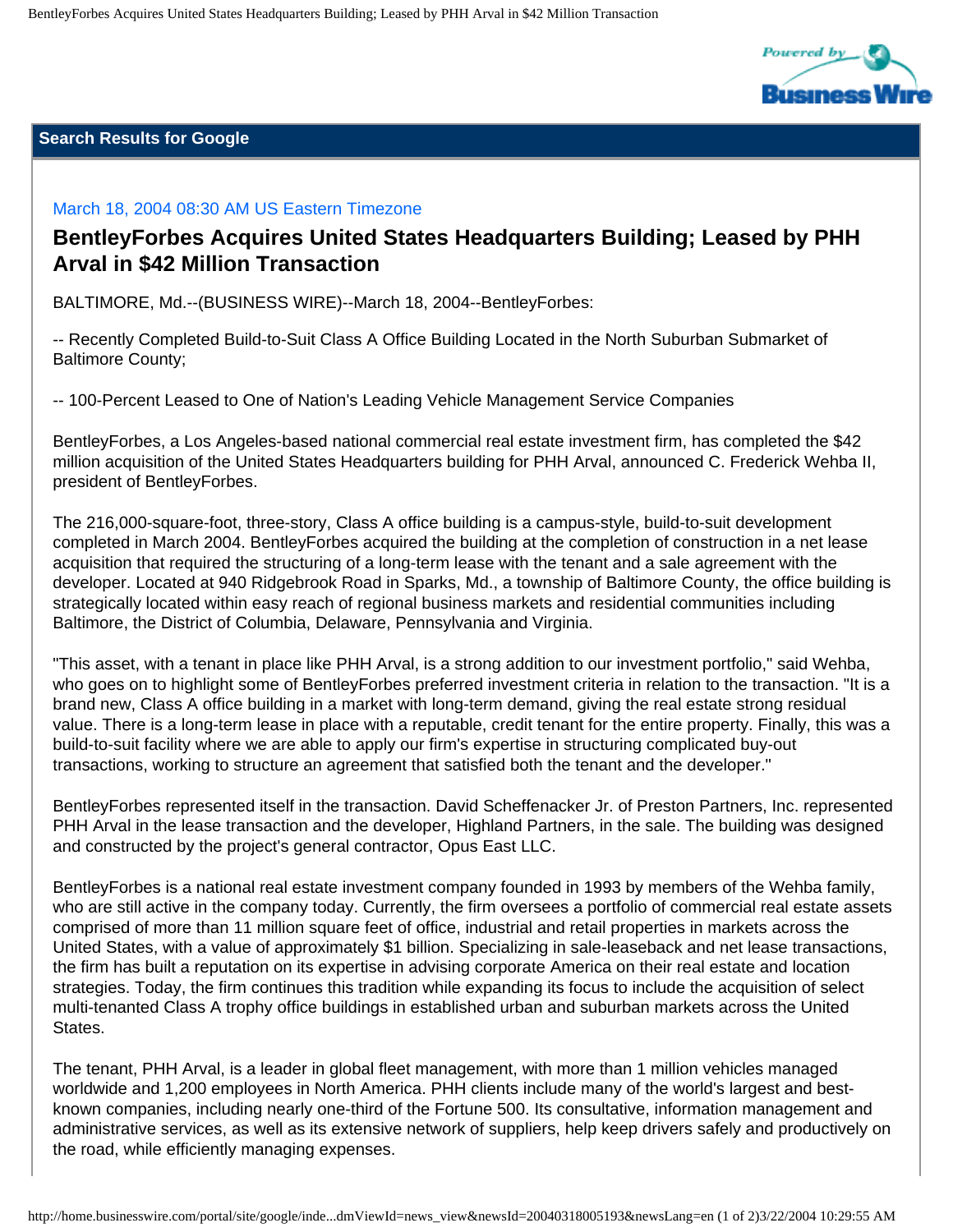**Search Results for Google**

March 18, 2004 08:30 AM US Eastern Timezone

## BentleyForbes Acquires United States Headquarters Building; Leased by PHH Arval in $42 Million Transaction

BALTIMORE, Md.--(BUSINESS WIRE)--March 18, 2004--BentleyForbes:

-- Recently Completed Build-to-Suit Class A Office Building Located in the North Suburban Submarket of Baltimore County;

-- 100-Percent Leased to One of Nation's Leading Vehicle Management Service Companies

BentleyForbes, a Los Angeles-based national commercial real estate investment firm, has completed the $42 million acquisition of the United States Headquarters building for PHH Arval, announced C. Frederick Wehba II, president of BentleyForbes.

The 216,000-square-foot, three-story, Class A office building is a campus-style, build-to-suit development completed in March 2004. BentleyForbes acquired the building at the completion of construction in a net lease acquisition that required the structuring of a long-term lease with the tenant and a sale agreement with the developer. Located at 940 Ridgebrook Road in Sparks, Md., a township of Baltimore County, the office building is strategically located within easy reach of regional business markets and residential communities including Baltimore, the District of Columbia, Delaware, Pennsylvania and Virginia.

"This asset, with a tenant in place like PHH Arval, is a strong addition to our investment portfolio," said Wehba, who goes on to highlight some of BentleyForbes preferred investment criteria in relation to the transaction. "It is a brand new, Class A office building in a market with long-term demand, giving the real estate strong residual value. There is a long-term lease in place with a reputable, credit tenant for the entire property. Finally, this was a build-to-suit facility where we are able to apply our firm's expertise in structuring complicated buy-out transactions, working to structure an agreement that satisfied both the tenant and the developer."

BentleyForbes represented itself in the transaction. David Scheffenacker Jr. of Preston Partners, Inc. represented PHH Arval in the lease transaction and the developer, Highland Partners, in the sale. The building was designed and constructed by the project's general contractor, Opus East LLC.

BentleyForbes is a national real estate investment company founded in 1993 by members of the Wehba family, who are still active in the company today. Currently, the firm oversees a portfolio of commercial real estate assets comprised of more than 11 million square feet of office, industrial and retail properties in markets across the United States, with a value of approximately $1 billion. Specializing in sale-leaseback and net lease transactions, the firm has built a reputation on its expertise in advising corporate America on their real estate and location strategies. Today, the firm continues this tradition while expanding its focus to include the acquisition of select multi-tenanted Class A trophy office buildings in established urban and suburban markets across the United States.

The tenant, PHH Arval, is a leader in global fleet management, with more than 1 million vehicles managed worldwide and 1,200 employees in North America. PHH clients include many of the world's largest and best-known companies, including nearly one-third of the Fortune 500. Its consultative, information management and administrative services, as well as its extensive network of suppliers, help keep drivers safely and productively on the road, while efficiently managing expenses.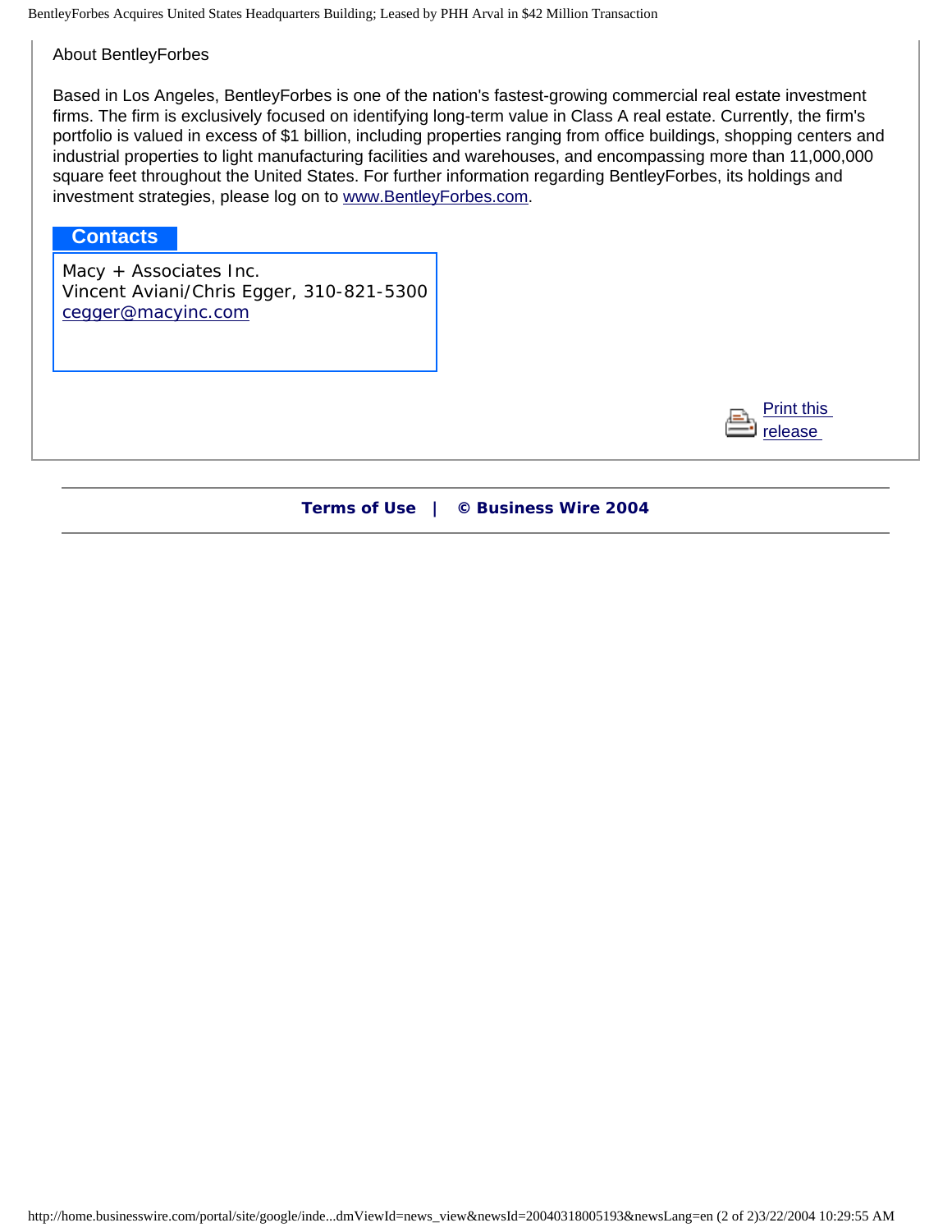About BentleyForbes

Based in Los Angeles, BentleyForbes is one of the nation's fastest-growing commercial real estate investment firms. The firm is exclusively focused on identifying long-term value in Class A real estate. Currently, the firm's portfolio is valued in excess of $1 billion, including properties ranging from office buildings, shopping centers and industrial properties to light manufacturing facilities and warehouses, and encompassing more than 11,000,000 square feet throughout the United States. For further information regarding BentleyForbes, its holdings and investment strategies, please log on to www.BentleyForbes.com.

**Contacts**

Macy + Associates Inc.
Vincent Aviani/Chris Egger, 310-821-5300
cegger@macyinc.com

Print this release

**Terms of Use | © Business Wire 2004**